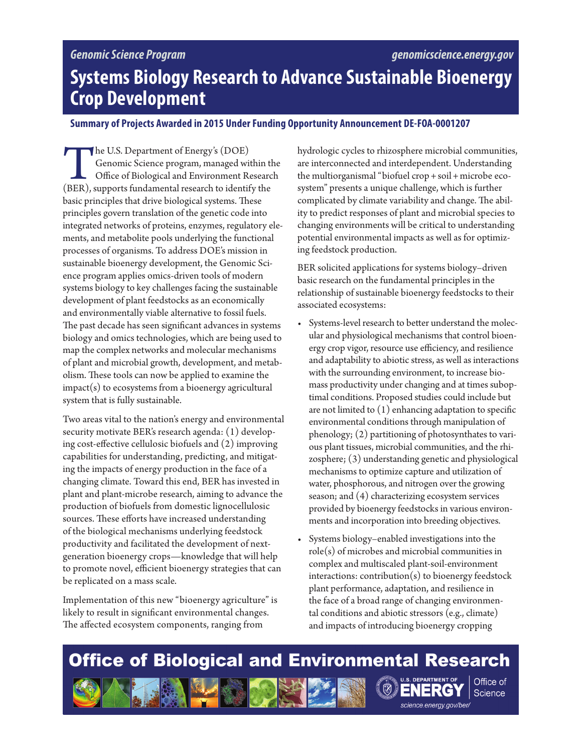*Genomic Science Program* *genomicscience.energy.gov*

# Systems Biology Research to Advance Sustainable Bioenergy Crop Development

## Summary of Projects Awarded in 2015 Under Funding Opportunity Announcement DE-FOA-0001207

The U.S. Department of Energy's (DOE) Genomic Science program, managed within the Office of Biological and Environment Research (BER), supports fundamental research to identify the basic principles that drive biological systems. These principles govern translation of the genetic code into integrated networks of proteins, enzymes, regulatory elements, and metabolite pools underlying the functional processes of organisms. To address DOE's mission in sustainable bioenergy development, the Genomic Science program applies omics-driven tools of modern systems biology to key challenges facing the sustainable development of plant feedstocks as an economically and environmentally viable alternative to fossil fuels. The past decade has seen significant advances in systems biology and omics technologies, which are being used to map the complex networks and molecular mechanisms of plant and microbial growth, development, and metabolism. These tools can now be applied to examine the impact(s) to ecosystems from a bioenergy agricultural system that is fully sustainable.

Two areas vital to the nation's energy and environmental security motivate BER's research agenda: (1) developing cost-effective cellulosic biofuels and (2) improving capabilities for understanding, predicting, and mitigating the impacts of energy production in the face of a changing climate. Toward this end, BER has invested in plant and plant-microbe research, aiming to advance the production of biofuels from domestic lignocellulosic sources. These efforts have increased understanding of the biological mechanisms underlying feedstock productivity and facilitated the development of next-generation bioenergy crops—knowledge that will help to promote novel, efficient bioenergy strategies that can be replicated on a mass scale.

Implementation of this new "bioenergy agriculture" is likely to result in significant environmental changes. The affected ecosystem components, ranging from hydrologic cycles to rhizosphere microbial communities, are interconnected and interdependent. Understanding the multiorganismal "biofuel crop + soil + microbe ecosystem" presents a unique challenge, which is further complicated by climate variability and change. The ability to predict responses of plant and microbial species to changing environments will be critical to understanding potential environmental impacts as well as for optimizing feedstock production.

BER solicited applications for systems biology–driven basic research on the fundamental principles in the relationship of sustainable bioenergy feedstocks to their associated ecosystems:

- Systems-level research to better understand the molecular and physiological mechanisms that control bioenergy crop vigor, resource use efficiency, and resilience and adaptability to abiotic stress, as well as interactions with the surrounding environment, to increase biomass productivity under changing and at times suboptimal conditions. Proposed studies could include but are not limited to (1) enhancing adaptation to specific environmental conditions through manipulation of phenology; (2) partitioning of photosynthates to various plant tissues, microbial communities, and the rhizosphere; (3) understanding genetic and physiological mechanisms to optimize capture and utilization of water, phosphorous, and nitrogen over the growing season; and (4) characterizing ecosystem services provided by bioenergy feedstocks in various environments and incorporation into breeding objectives.
- Systems biology–enabled investigations into the role(s) of microbes and microbial communities in complex and multiscaled plant-soil-environment interactions: contribution(s) to bioenergy feedstock plant performance, adaptation, and resilience in the face of a broad range of changing environmental conditions and abiotic stressors (e.g., climate) and impacts of introducing bioenergy cropping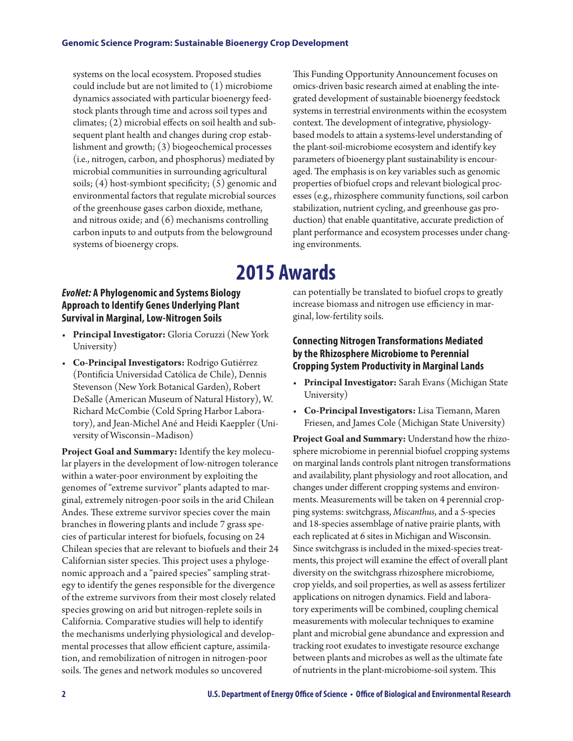systems on the local ecosystem. Proposed studies could include but are not limited to (1) microbiome dynamics associated with particular bioenergy feedstock plants through time and across soil types and climates; (2) microbial effects on soil health and subsequent plant health and changes during crop establishment and growth; (3) biogeochemical processes (i.e., nitrogen, carbon, and phosphorus) mediated by microbial communities in surrounding agricultural soils; (4) host-symbiont specificity; (5) genomic and environmental factors that regulate microbial sources of the greenhouse gases carbon dioxide, methane, and nitrous oxide; and (6) mechanisms controlling carbon inputs to and outputs from the belowground systems of bioenergy crops.

This Funding Opportunity Announcement focuses on omics-driven basic research aimed at enabling the integrated development of sustainable bioenergy feedstock systems in terrestrial environments within the ecosystem context. The development of integrative, physiology-based models to attain a systems-level understanding of the plant-soil-microbiome ecosystem and identify key parameters of bioenergy plant sustainability is encouraged. The emphasis is on key variables such as genomic properties of biofuel crops and relevant biological processes (e.g., rhizosphere community functions, soil carbon stabilization, nutrient cycling, and greenhouse gas production) that enable quantitative, accurate prediction of plant performance and ecosystem processes under changing environments.

# 2015 Awards

### *EvoNet:* A Phylogenomic and Systems Biology Approach to Identify Genes Underlying Plant Survival in Marginal, Low-Nitrogen Soils

- **Principal Investigator:** Gloria Coruzzi (New York University)
- **Co-Principal Investigators:** Rodrigo Gutiérrez (Pontificia Universidad Católica de Chile), Dennis Stevenson (New York Botanical Garden), Robert DeSalle (American Museum of Natural History), W. Richard McCombie (Cold Spring Harbor Laboratory), and Jean-Michel Ané and Heidi Kaeppler (University of Wisconsin–Madison)

**Project Goal and Summary:** Identify the key molecular players in the development of low-nitrogen tolerance within a water-poor environment by exploiting the genomes of "extreme survivor" plants adapted to marginal, extremely nitrogen-poor soils in the arid Chilean Andes. These extreme survivor species cover the main branches in flowering plants and include 7 grass species of particular interest for biofuels, focusing on 24 Chilean species that are relevant to biofuels and their 24 Californian sister species. This project uses a phylogenomic approach and a "paired species" sampling strategy to identify the genes responsible for the divergence of the extreme survivors from their most closely related species growing on arid but nitrogen-replete soils in California. Comparative studies will help to identify the mechanisms underlying physiological and developmental processes that allow efficient capture, assimilation, and remobilization of nitrogen in nitrogen-poor soils. The genes and network modules so uncovered can potentially be translated to biofuel crops to greatly increase biomass and nitrogen use efficiency in marginal, low-fertility soils.

### Connecting Nitrogen Transformations Mediated by the Rhizosphere Microbiome to Perennial Cropping System Productivity in Marginal Lands

- **Principal Investigator:** Sarah Evans (Michigan State University)
- **Co-Principal Investigators:** Lisa Tiemann, Maren Friesen, and James Cole (Michigan State University)

**Project Goal and Summary:** Understand how the rhizosphere microbiome in perennial biofuel cropping systems on marginal lands controls plant nitrogen transformations and availability, plant physiology and root allocation, and changes under different cropping systems and environments. Measurements will be taken on 4 perennial cropping systems: switchgrass, *Miscanthus*, and a 5-species and 18-species assemblage of native prairie plants, with each replicated at 6 sites in Michigan and Wisconsin. Since switchgrass is included in the mixed-species treatments, this project will examine the effect of overall plant diversity on the switchgrass rhizosphere microbiome, crop yields, and soil properties, as well as assess fertilizer applications on nitrogen dynamics. Field and laboratory experiments will be combined, coupling chemical measurements with molecular techniques to examine plant and microbial gene abundance and expression and tracking root exudates to investigate resource exchange between plants and microbes as well as the ultimate fate of nutrients in the plant-microbiome-soil system. This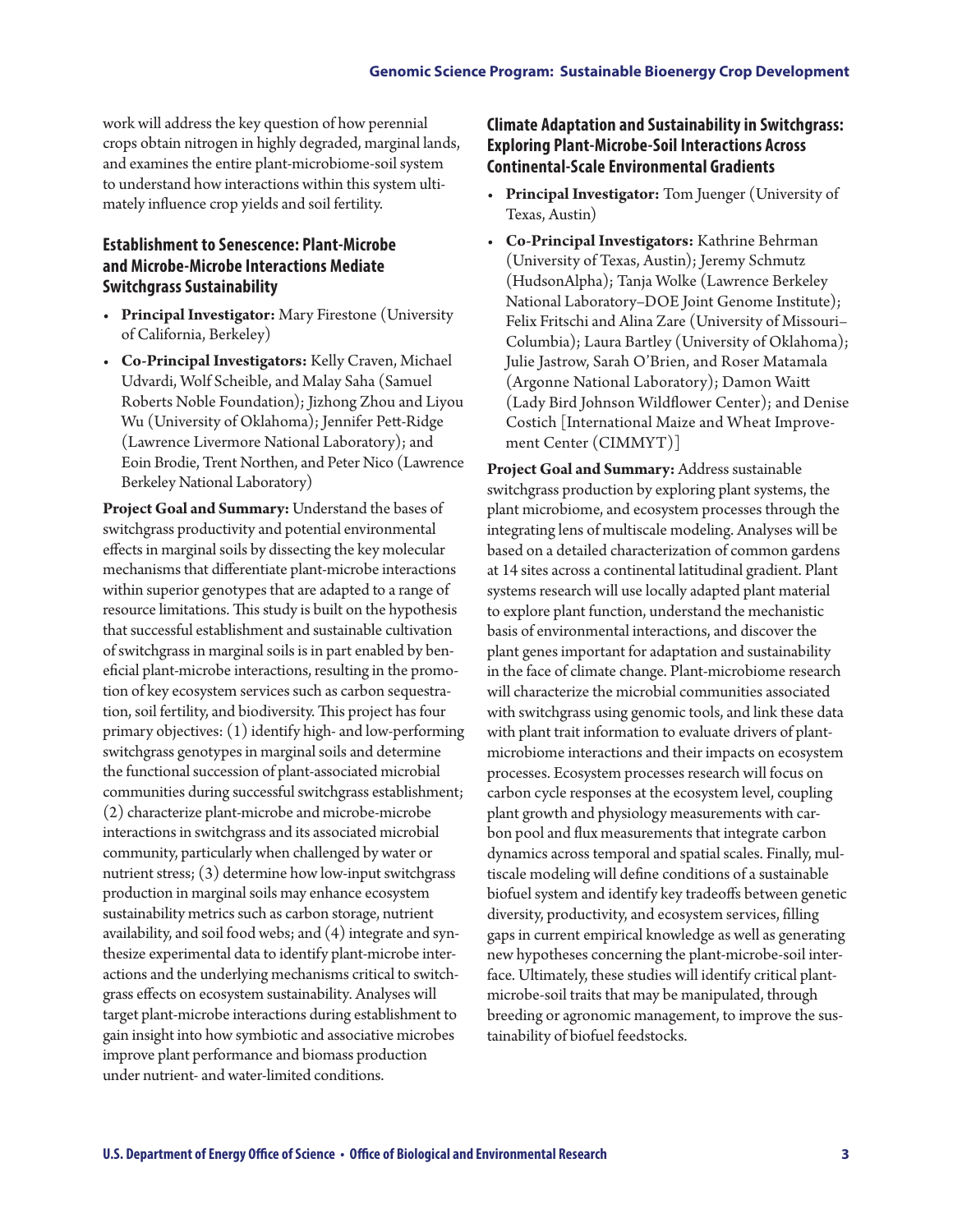work will address the key question of how perennial crops obtain nitrogen in highly degraded, marginal lands, and examines the entire plant-microbiome-soil system to understand how interactions within this system ultimately influence crop yields and soil fertility.

### Establishment to Senescence: Plant-Microbe and Microbe-Microbe Interactions Mediate Switchgrass Sustainability

- **Principal Investigator:** Mary Firestone (University of California, Berkeley)
- **Co-Principal Investigators:** Kelly Craven, Michael Udvardi, Wolf Scheible, and Malay Saha (Samuel Roberts Noble Foundation); Jizhong Zhou and Liyou Wu (University of Oklahoma); Jennifer Pett-Ridge (Lawrence Livermore National Laboratory); and Eoin Brodie, Trent Northen, and Peter Nico (Lawrence Berkeley National Laboratory)

**Project Goal and Summary:** Understand the bases of switchgrass productivity and potential environmental effects in marginal soils by dissecting the key molecular mechanisms that differentiate plant-microbe interactions within superior genotypes that are adapted to a range of resource limitations. This study is built on the hypothesis that successful establishment and sustainable cultivation of switchgrass in marginal soils is in part enabled by beneficial plant-microbe interactions, resulting in the promotion of key ecosystem services such as carbon sequestration, soil fertility, and biodiversity. This project has four primary objectives: (1) identify high- and low-performing switchgrass genotypes in marginal soils and determine the functional succession of plant-associated microbial communities during successful switchgrass establishment; (2) characterize plant-microbe and microbe-microbe interactions in switchgrass and its associated microbial community, particularly when challenged by water or nutrient stress; (3) determine how low-input switchgrass production in marginal soils may enhance ecosystem sustainability metrics such as carbon storage, nutrient availability, and soil food webs; and (4) integrate and synthesize experimental data to identify plant-microbe interactions and the underlying mechanisms critical to switchgrass effects on ecosystem sustainability. Analyses will target plant-microbe interactions during establishment to gain insight into how symbiotic and associative microbes improve plant performance and biomass production under nutrient- and water-limited conditions.

### Climate Adaptation and Sustainability in Switchgrass: Exploring Plant-Microbe-Soil Interactions Across Continental-Scale Environmental Gradients

- **Principal Investigator:** Tom Juenger (University of Texas, Austin)
- **Co-Principal Investigators:** Kathrine Behrman (University of Texas, Austin); Jeremy Schmutz (HudsonAlpha); Tanja Wolke (Lawrence Berkeley National Laboratory–DOE Joint Genome Institute); Felix Fritschi and Alina Zare (University of Missouri–Columbia); Laura Bartley (University of Oklahoma); Julie Jastrow, Sarah O'Brien, and Roser Matamala (Argonne National Laboratory); Damon Waitt (Lady Bird Johnson Wildflower Center); and Denise Costich [International Maize and Wheat Improvement Center (CIMMYT)]

**Project Goal and Summary:** Address sustainable switchgrass production by exploring plant systems, the plant microbiome, and ecosystem processes through the integrating lens of multiscale modeling. Analyses will be based on a detailed characterization of common gardens at 14 sites across a continental latitudinal gradient. Plant systems research will use locally adapted plant material to explore plant function, understand the mechanistic basis of environmental interactions, and discover the plant genes important for adaptation and sustainability in the face of climate change. Plant-microbiome research will characterize the microbial communities associated with switchgrass using genomic tools, and link these data with plant trait information to evaluate drivers of plant-microbiome interactions and their impacts on ecosystem processes. Ecosystem processes research will focus on carbon cycle responses at the ecosystem level, coupling plant growth and physiology measurements with carbon pool and flux measurements that integrate carbon dynamics across temporal and spatial scales. Finally, multiscale modeling will define conditions of a sustainable biofuel system and identify key tradeoffs between genetic diversity, productivity, and ecosystem services, filling gaps in current empirical knowledge as well as generating new hypotheses concerning the plant-microbe-soil interface. Ultimately, these studies will identify critical plant-microbe-soil traits that may be manipulated, through breeding or agronomic management, to improve the sustainability of biofuel feedstocks.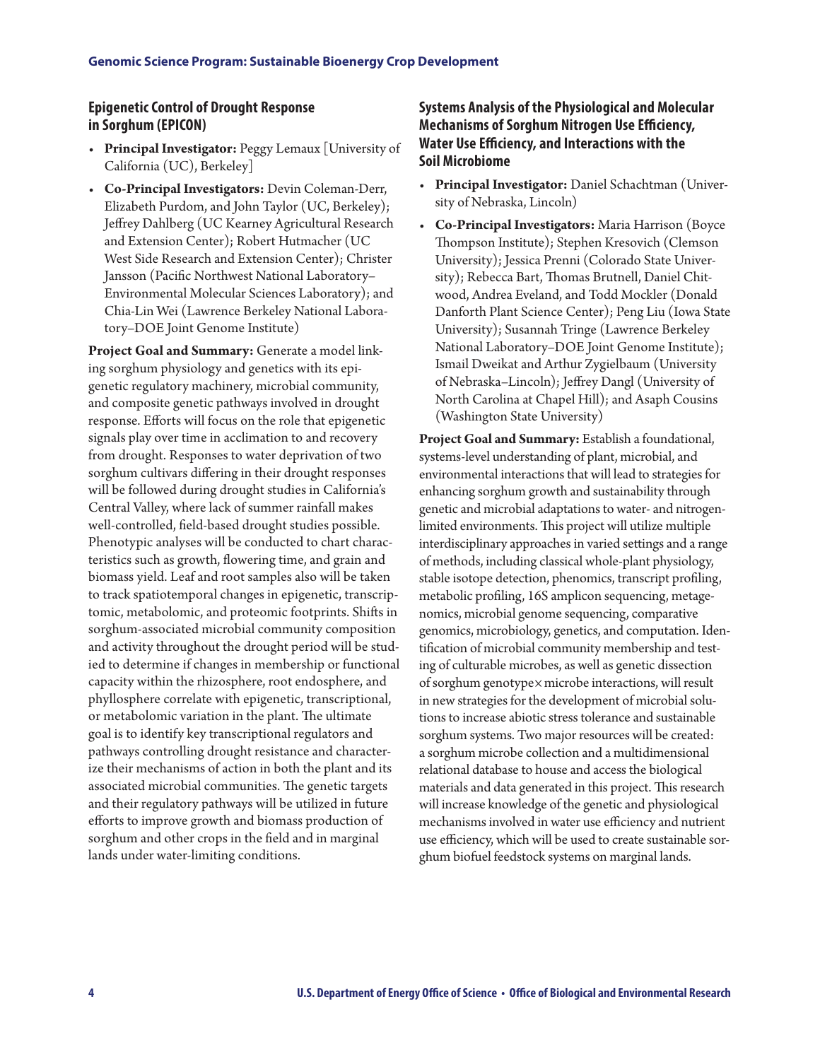## Epigenetic Control of Drought Response in Sorghum (EPICON)

- **Principal Investigator:** Peggy Lemaux [University of California (UC), Berkeley]
- **Co-Principal Investigators:** Devin Coleman-Derr, Elizabeth Purdom, and John Taylor (UC, Berkeley); Jeffrey Dahlberg (UC Kearney Agricultural Research and Extension Center); Robert Hutmacher (UC West Side Research and Extension Center); Christer Jansson (Pacific Northwest National Laboratory–Environmental Molecular Sciences Laboratory); and Chia-Lin Wei (Lawrence Berkeley National Laboratory–DOE Joint Genome Institute)

**Project Goal and Summary:** Generate a model linking sorghum physiology and genetics with its epigenetic regulatory machinery, microbial community, and composite genetic pathways involved in drought response. Efforts will focus on the role that epigenetic signals play over time in acclimation to and recovery from drought. Responses to water deprivation of two sorghum cultivars differing in their drought responses will be followed during drought studies in California's Central Valley, where lack of summer rainfall makes well-controlled, field-based drought studies possible. Phenotypic analyses will be conducted to chart characteristics such as growth, flowering time, and grain and biomass yield. Leaf and root samples also will be taken to track spatiotemporal changes in epigenetic, transcriptomic, metabolomic, and proteomic footprints. Shifts in sorghum-associated microbial community composition and activity throughout the drought period will be studied to determine if changes in membership or functional capacity within the rhizosphere, root endosphere, and phyllosphere correlate with epigenetic, transcriptional, or metabolomic variation in the plant. The ultimate goal is to identify key transcriptional regulators and pathways controlling drought resistance and characterize their mechanisms of action in both the plant and its associated microbial communities. The genetic targets and their regulatory pathways will be utilized in future efforts to improve growth and biomass production of sorghum and other crops in the field and in marginal lands under water-limiting conditions.

## Systems Analysis of the Physiological and Molecular Mechanisms of Sorghum Nitrogen Use Efficiency, Water Use Efficiency, and Interactions with the Soil Microbiome

- **Principal Investigator:** Daniel Schachtman (University of Nebraska, Lincoln)
- **Co-Principal Investigators:** Maria Harrison (Boyce Thompson Institute); Stephen Kresovich (Clemson University); Jessica Prenni (Colorado State University); Rebecca Bart, Thomas Brutnell, Daniel Chitwood, Andrea Eveland, and Todd Mockler (Donald Danforth Plant Science Center); Peng Liu (Iowa State University); Susannah Tringe (Lawrence Berkeley National Laboratory–DOE Joint Genome Institute); Ismail Dweikat and Arthur Zygielbaum (University of Nebraska–Lincoln); Jeffrey Dangl (University of North Carolina at Chapel Hill); and Asaph Cousins (Washington State University)

**Project Goal and Summary:** Establish a foundational, systems-level understanding of plant, microbial, and environmental interactions that will lead to strategies for enhancing sorghum growth and sustainability through genetic and microbial adaptations to water- and nitrogen-limited environments. This project will utilize multiple interdisciplinary approaches in varied settings and a range of methods, including classical whole-plant physiology, stable isotope detection, phenomics, transcript profiling, metabolic profiling, 16S amplicon sequencing, metagenomics, microbial genome sequencing, comparative genomics, microbiology, genetics, and computation. Identification of microbial community membership and testing of culturable microbes, as well as genetic dissection of sorghum genotype×microbe interactions, will result in new strategies for the development of microbial solutions to increase abiotic stress tolerance and sustainable sorghum systems. Two major resources will be created: a sorghum microbe collection and a multidimensional relational database to house and access the biological materials and data generated in this project. This research will increase knowledge of the genetic and physiological mechanisms involved in water use efficiency and nutrient use efficiency, which will be used to create sustainable sorghum biofuel feedstock systems on marginal lands.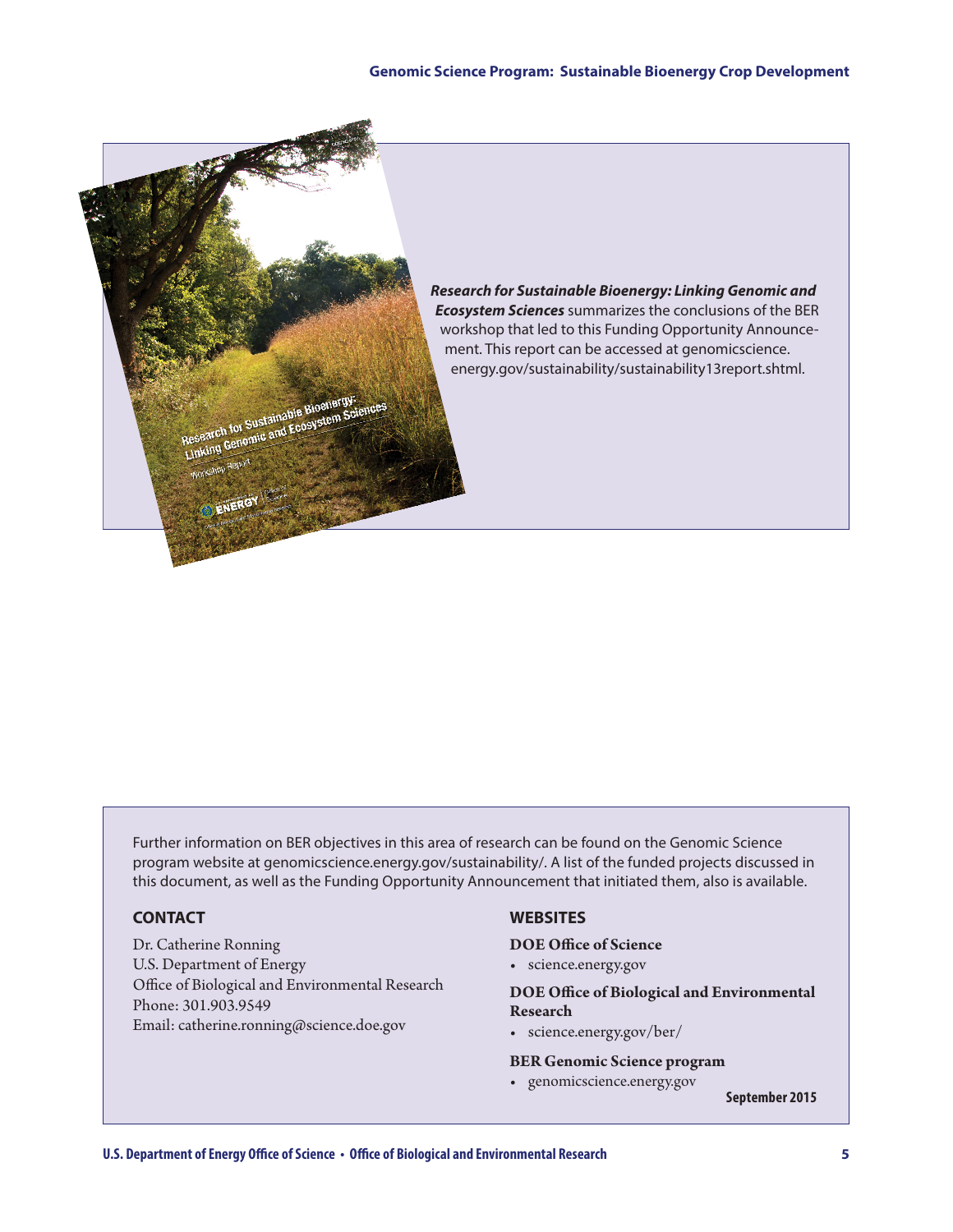***Research for Sustainable Bioenergy: Linking Genomic and Ecosystem Sciences*** summarizes the conclusions of the BER workshop that led to this Funding Opportunity Announcement. This report can be accessed at genomicscience.energy.gov/sustainability/sustainability13report.shtml.

Further information on BER objectives in this area of research can be found on the Genomic Science program website at genomicscience.energy.gov/sustainability/. A list of the funded projects discussed in this document, as well as the Funding Opportunity Announcement that initiated them, also is available.

## CONTACT

Dr. Catherine Ronning
U.S. Department of Energy
Office of Biological and Environmental Research
Phone: 301.903.9549
Email: catherine.ronning@science.doe.gov

## WEBSITES

**DOE Office of Science**

- science.energy.gov

**DOE Office of Biological and Environmental Research**

- science.energy.gov/ber/

**BER Genomic Science program**

- genomicscience.energy.gov

**September 2015**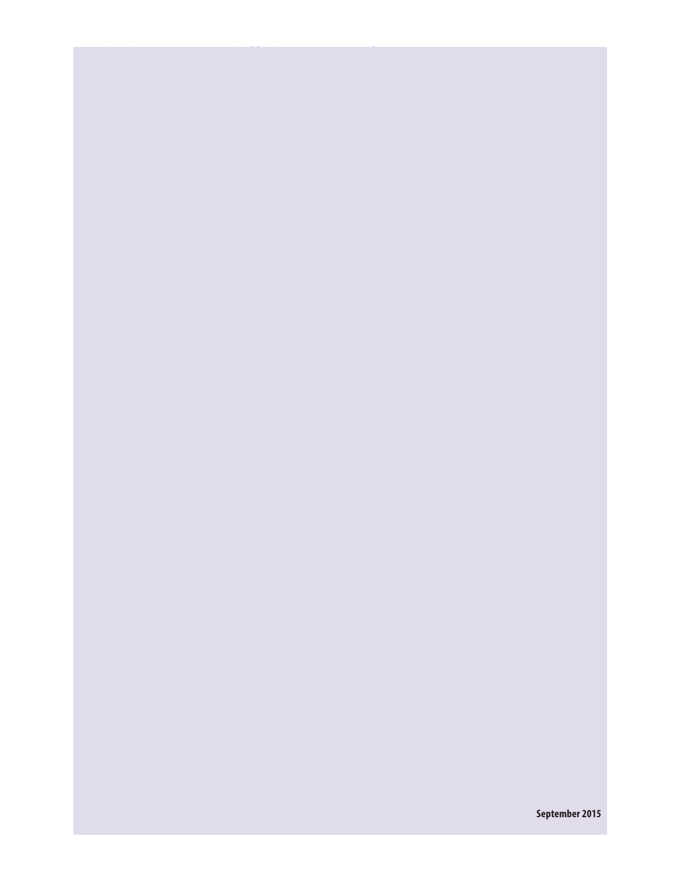**September 2015**